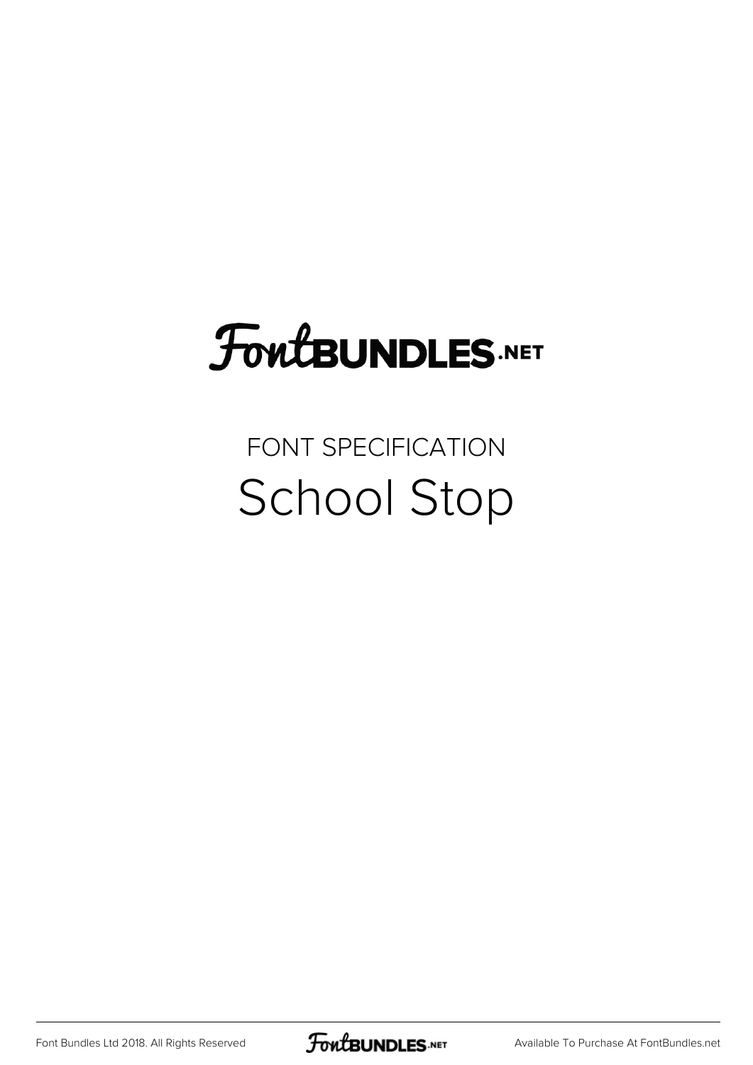# FontBUNDLES.NET

FONT SPECIFICATION

## School Stop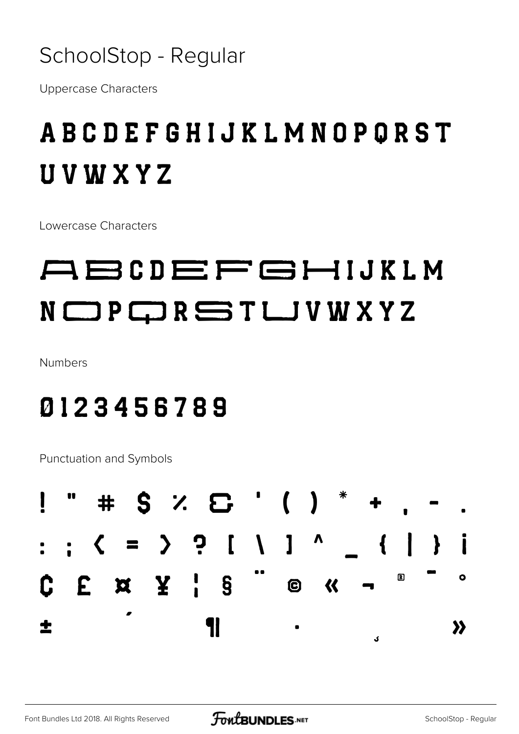# SchoolStop - Regular

Uppercase Characters

A B C D E F G H I J K L M N O P Q R S T
U V W X Y Z

Lowercase Characters

A B C D E F G H I J K L M
N O P Q R S T U V W X Y Z

Numbers

0 1 2 3 4 5 6 7 8 9

Punctuation and Symbols

! " # $ % & ' ( ) * + , - .
: ; < = > ? [ \ ] ^ _ { | } ¡
¢ £ ¤ ¥ ¦ § ¨ © « ¬ ® ¯ °
± ´ ¶ · ¸ »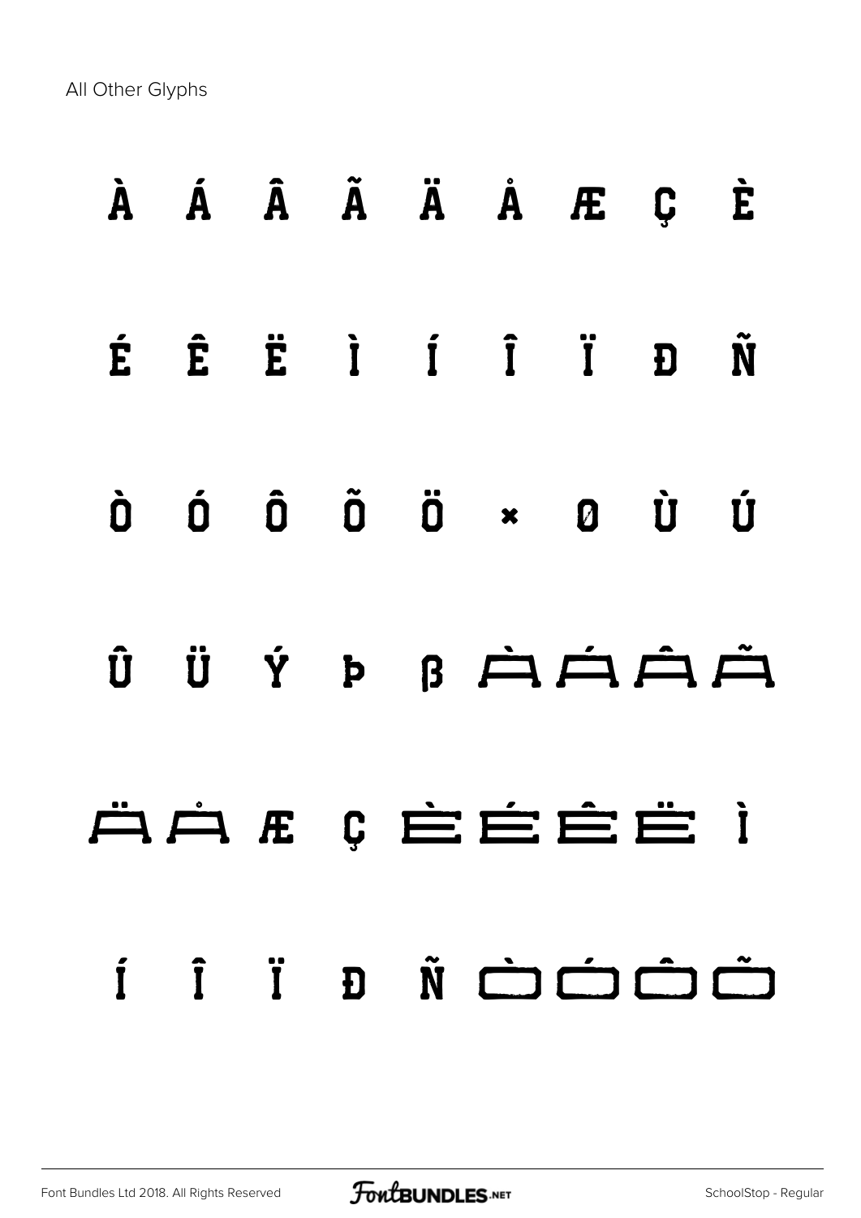All Other Glyphs

À Á Â Ã Ä Å Æ Ç È

É Ê Ë Ì Í Î Ï Ð Ñ

Ò Ó Ô Õ Ö × Ø Ù Ú

Û Ü Ý Þ ß à á â ã

ä å æ ç è é ê ë ì

í î ï ð ñ ò ó ô õ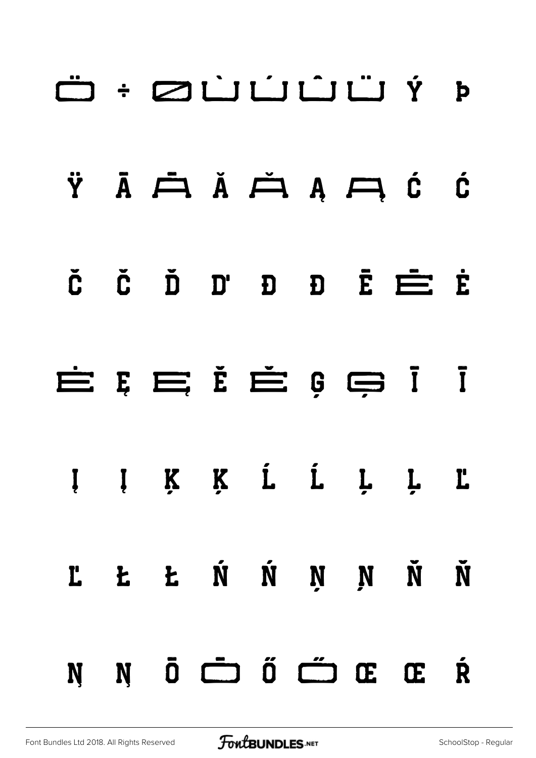Ö ÷ Ø Ù Ú Û Ü Ý Þ

Ÿ Ā Ā Ă Ă Ą Ą Ć Ć

Č Č Ď Ď Đ Đ Ē Ē Ė

Ė Ę Ę Ě Ě Ģ Ģ Ī Ī

Į Į Ķ Ķ Ĺ Ĺ Ļ Ļ Ľ

Ľ Ł Ł Ń Ń Ņ Ņ Ň Ň

Ŋ Ŋ Ō Ō Ő Ő Œ Œ Ŕ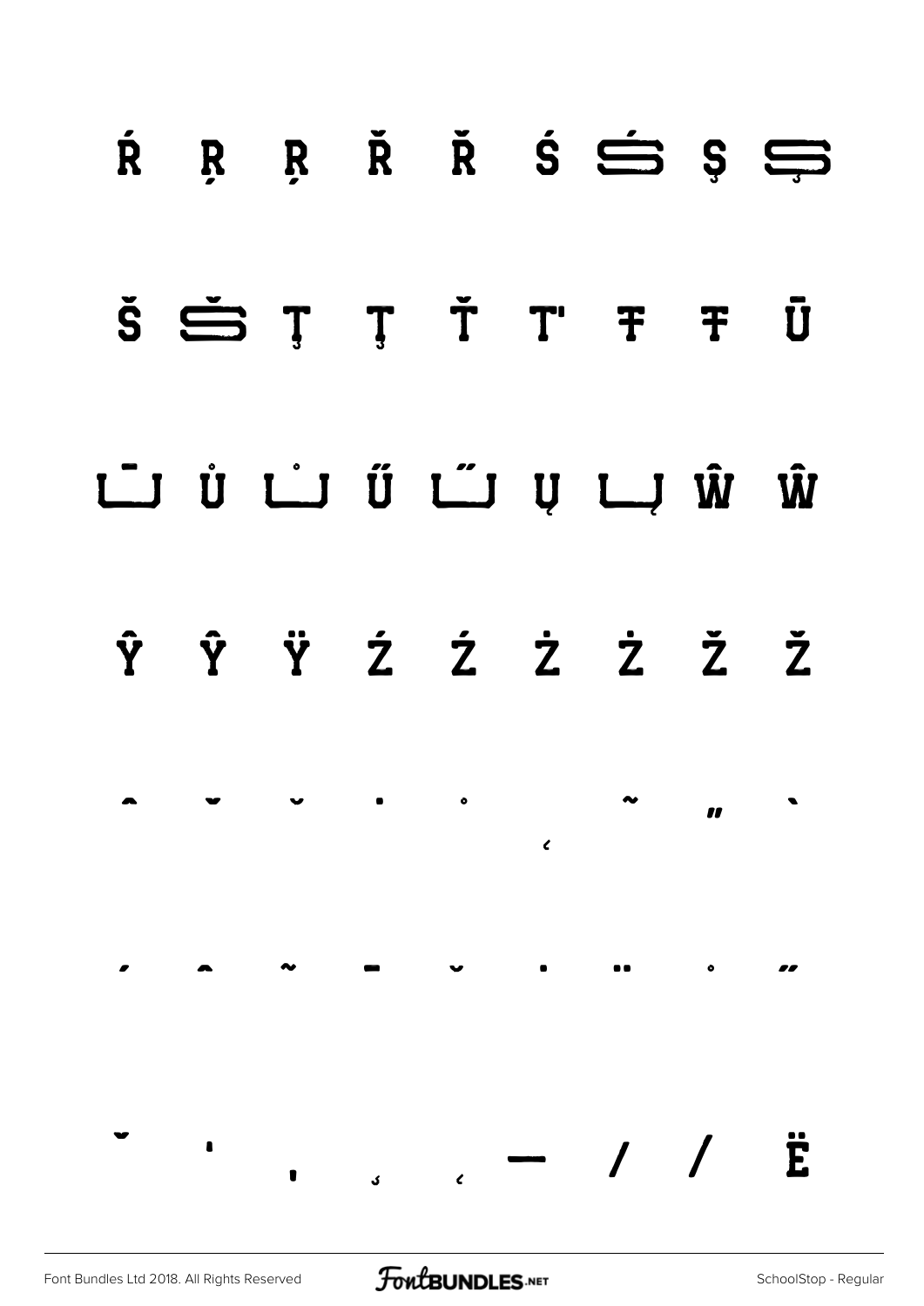Ŕ Ŗ Ŗ Ř Ř Ś Ś Ş Ş

Š Š Ţ Ţ Ť Ť Ŧ Ŧ Ū

Ū Ů Ů Ű Ű Ų Ų Ŵ Ŵ

Ŷ Ŷ Ÿ Ź Ź Ż Ż Ž Ž

ˆ ˇ ˘ ˙ ˚ ˛ ˜ ˝ ˋ

ˊ ˆ ˜ ˉ ˘ ˙ ¨ ˚ ˝

ˇ ˈ ˌ ̦ ̨ — / / Ë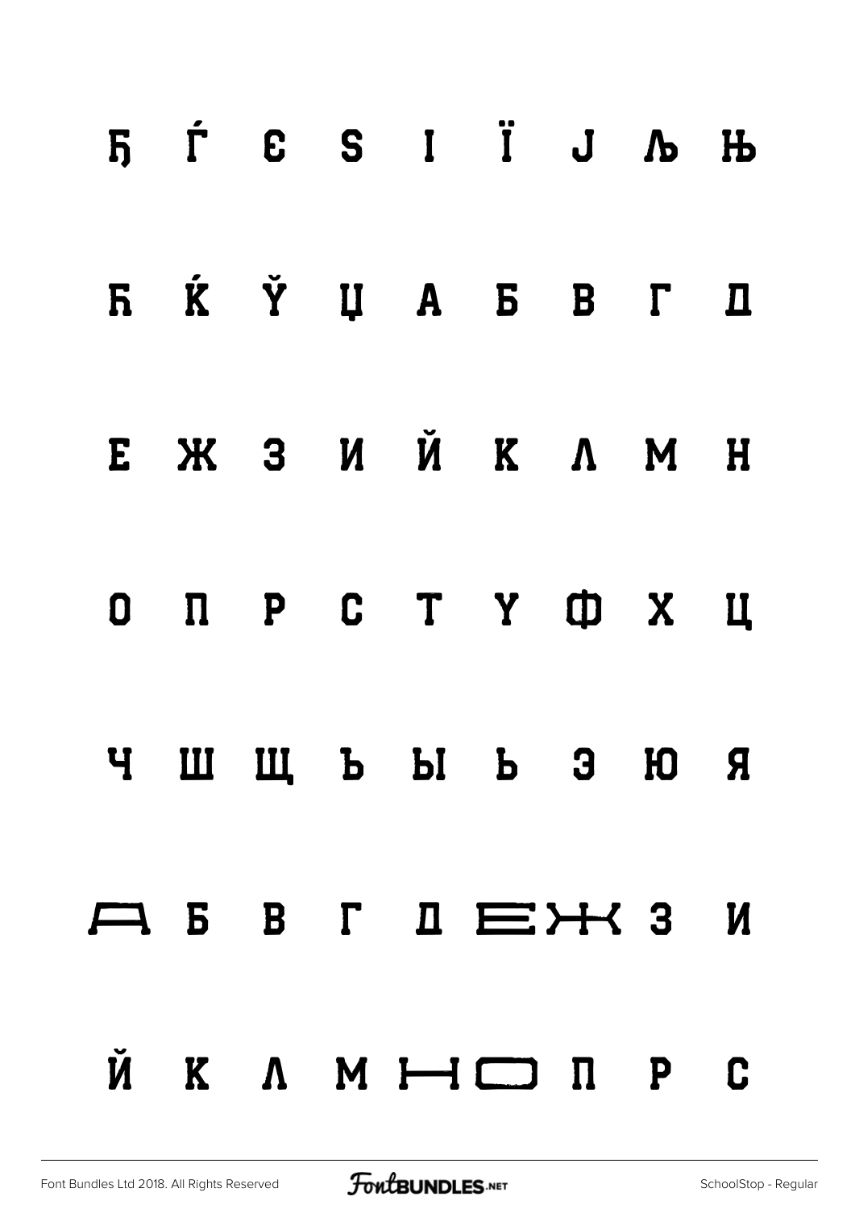Ђ Ѓ Є Ѕ І Ї Ј Љ Њ

Ћ Ќ Ў Џ А Б В Г Д

Е Ж З И Й К Л М Н

О П Р С Т У Ф Х Ц

Ч Ш Щ Ъ Ы Ь Э Ю Я

А Б В Г Д Е Ж З И

Й К Л М Н О П Р С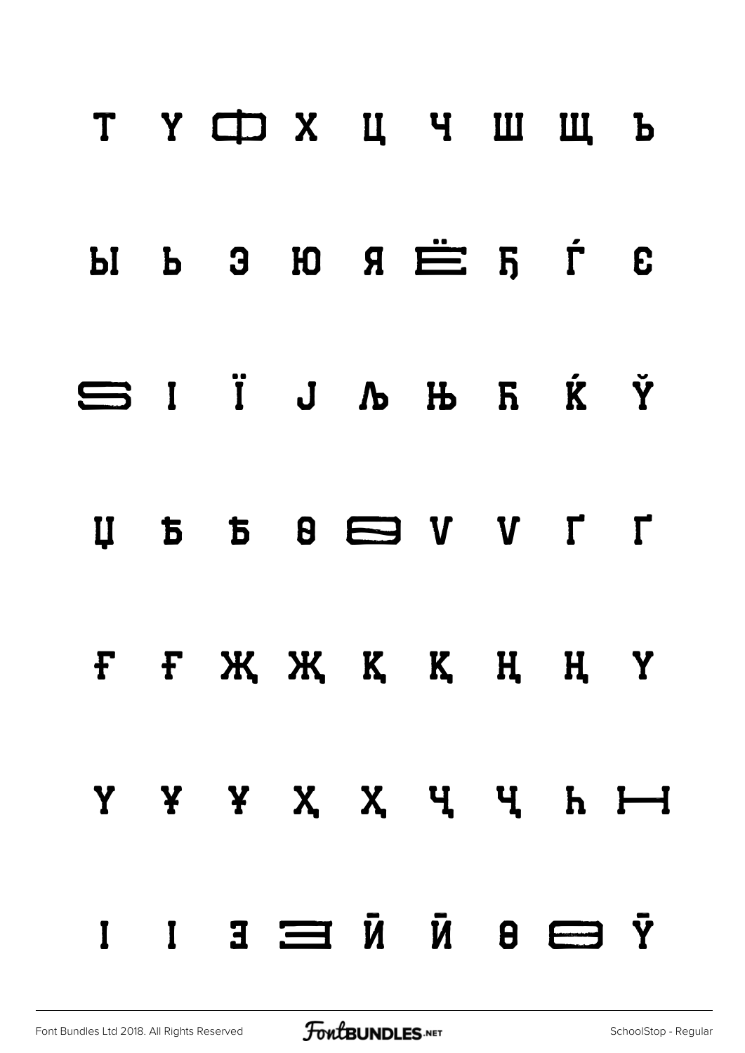Т Ү Ф Х Ц Ч Ш Щ Ъ

Ы Ь Э Ю Я Ё Ђ Ѓ Є

Ѕ І Ї Ј Љ Њ Ћ Ќ Ў

Џ Ѣ Ѣ Ѳ Ѳ Ѵ Ѵ Ґ Ґ

Ғ Ғ Җ Җ Қ Қ Ң Ң Ү

Ү Ұ Ұ Ҳ Ҳ Ҷ Ҷ Һ Ӈ

Ӏ Ӏ Ӡ Ӡ Ӣ Ӣ Ө Ө Ӯ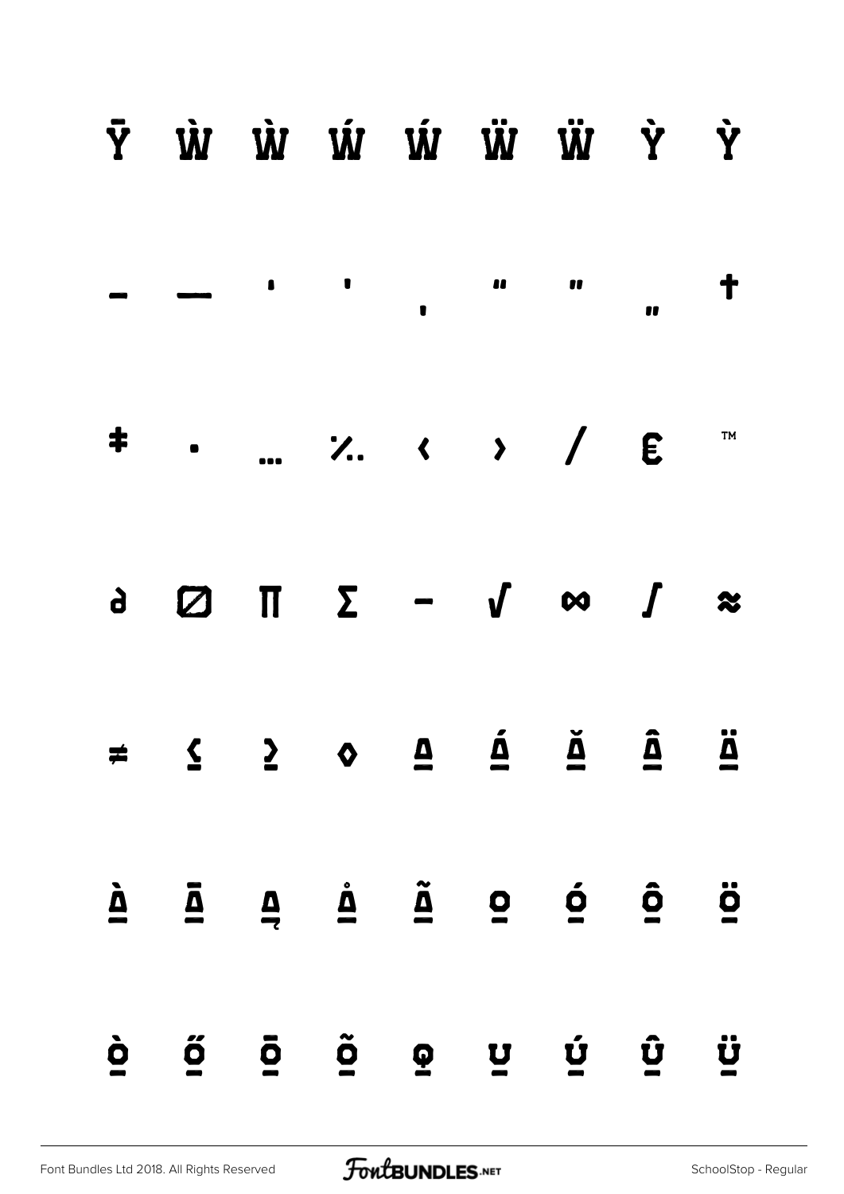Ȳ Ẁ Ẁ Ẃ Ẃ Ẅ Ẅ Ỳ Ỳ

– — ' ' ‚ " " „ †

‡ • … ‰ ‹ › ⁄ € ™

∂ ∅ ∏ ∑ − √ ∞ ∫ ≈

≠ ≤ ≥ ◊ ạ ấ ẵ ậ ặ

ầ ẫ ą ȧ ẵ ọ ố ộ ö

ồ ő ō õ ǫ ụ ứ ụ̂ ü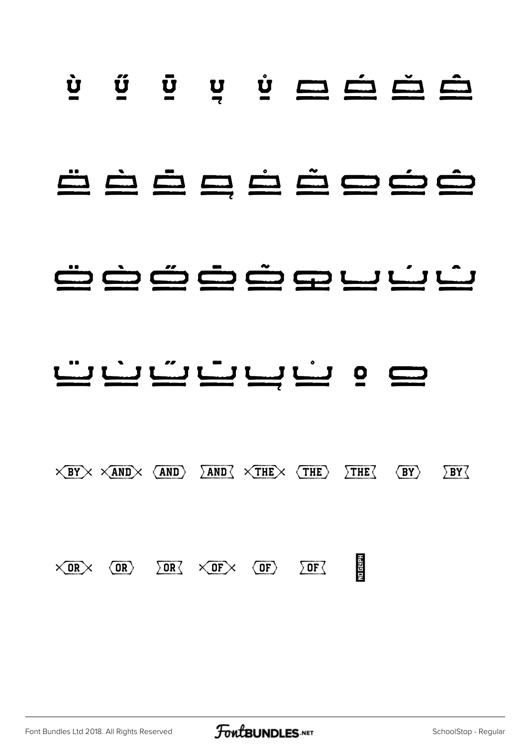Ù Ű Ū Ų Ů

×BY× ×AND× ⟨AND⟩ ⟩AND⟨ ×THE× ⟨THE⟩ ⟩THE⟨ ⟨BY⟩ ⟩BY⟨

×OR× ⟨OR⟩ ⟩OR⟨ ×OF× ⟨OF⟩ ⟩OF⟨ NO GLYPH